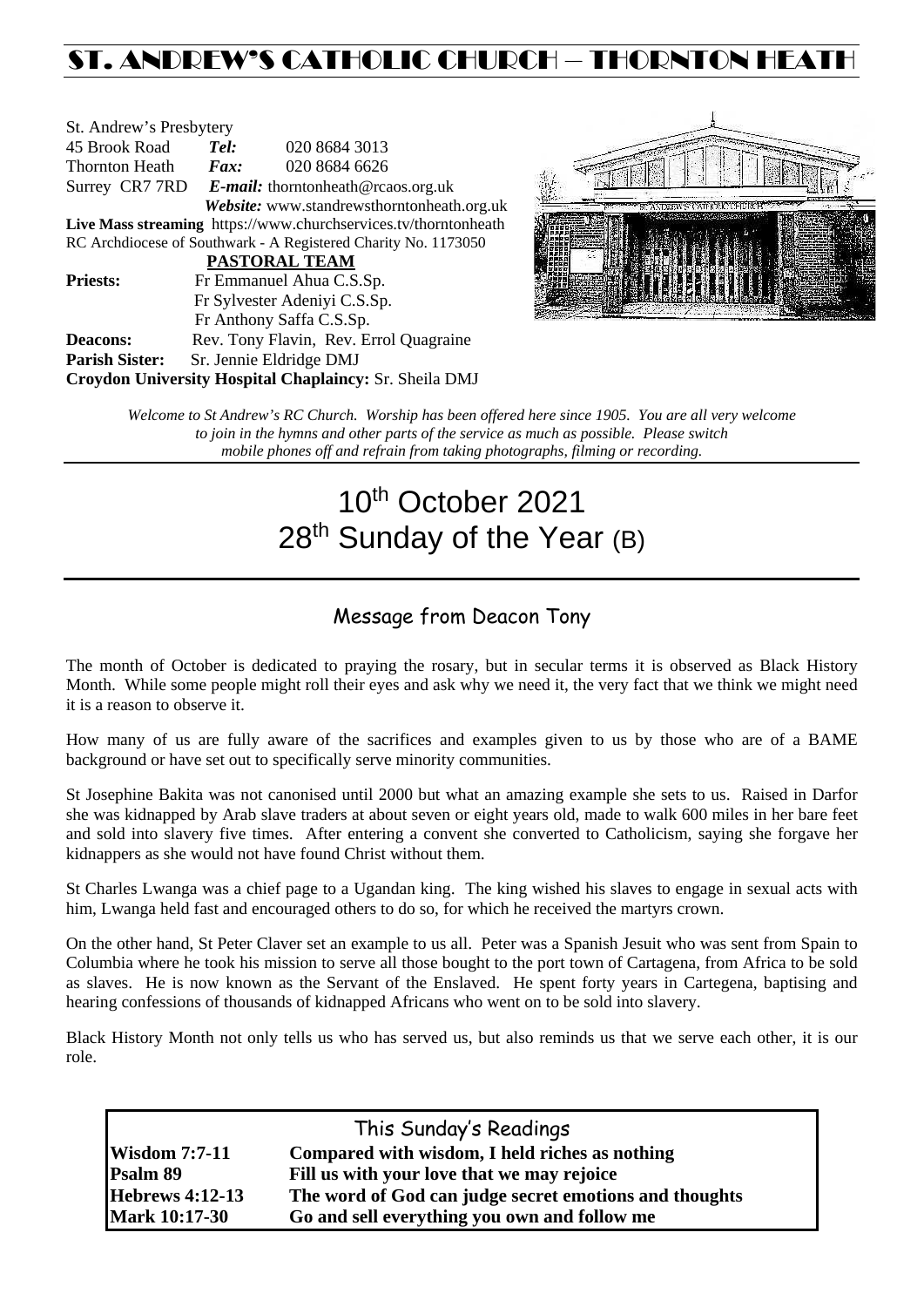# ST. ANDREW'S CATHOLIC CHURCH – THORNTON HEATH

St. Andrew's Presbytery
45 Brook Road *Tel:* 020 8684 3013
Thornton Heath *Fax:* 020 8684 6626
Surrey CR7 7RD *E-mail:* thorntonheath@rcaos.org.uk
*Website:* www.standrewsthorntonheath.org.uk
**Live Mass streaming** https://www.churchservices.tv/thorntonheath
RC Archdiocese of Southwark - A Registered Charity No. 1173050

**PASTORAL TEAM**

**Priests:** Fr Emmanuel Ahua C.S.Sp.
Fr Sylvester Adeniyi C.S.Sp.
Fr Anthony Saffa C.S.Sp.
**Deacons:** Rev. Tony Flavin, Rev. Errol Quagraine
**Parish Sister:** Sr. Jennie Eldridge DMJ
**Croydon University Hospital Chaplaincy:** Sr. Sheila DMJ

*Welcome to St Andrew's RC Church. Worship has been offered here since 1905. You are all very welcome to join in the hymns and other parts of the service as much as possible. Please switch mobile phones off and refrain from taking photographs, filming or recording.*

# 10th October 2021
# 28th Sunday of the Year (B)

## Message from Deacon Tony

The month of October is dedicated to praying the rosary, but in secular terms it is observed as Black History Month. While some people might roll their eyes and ask why we need it, the very fact that we think we might need it is a reason to observe it.

How many of us are fully aware of the sacrifices and examples given to us by those who are of a BAME background or have set out to specifically serve minority communities.

St Josephine Bakita was not canonised until 2000 but what an amazing example she sets to us. Raised in Darfor she was kidnapped by Arab slave traders at about seven or eight years old, made to walk 600 miles in her bare feet and sold into slavery five times. After entering a convent she converted to Catholicism, saying she forgave her kidnappers as she would not have found Christ without them.

St Charles Lwanga was a chief page to a Ugandan king. The king wished his slaves to engage in sexual acts with him, Lwanga held fast and encouraged others to do so, for which he received the martyrs crown.

On the other hand, St Peter Claver set an example to us all. Peter was a Spanish Jesuit who was sent from Spain to Columbia where he took his mission to serve all those bought to the port town of Cartagena, from Africa to be sold as slaves. He is now known as the Servant of the Enslaved. He spent forty years in Cartegena, baptising and hearing confessions of thousands of kidnapped Africans who went on to be sold into slavery.

Black History Month not only tells us who has served us, but also reminds us that we serve each other, it is our role.

## This Sunday's Readings

| | |
|---|---|
| **Wisdom 7:7-11** | **Compared with wisdom, I held riches as nothing** |
| **Psalm 89** | **Fill us with your love that we may rejoice** |
| **Hebrews 4:12-13** | **The word of God can judge secret emotions and thoughts** |
| **Mark 10:17-30** | **Go and sell everything you own and follow me** |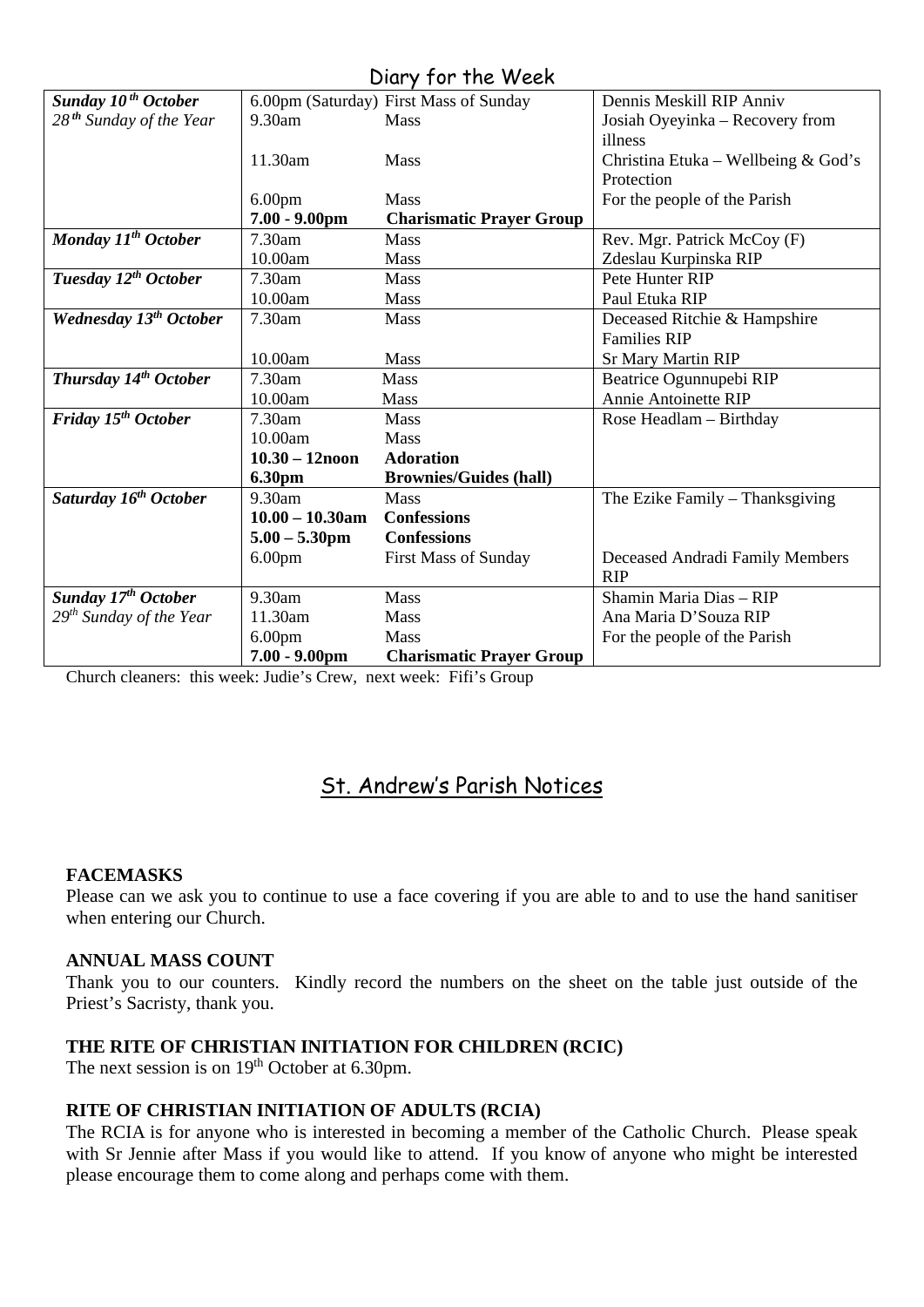## Diary for the Week

| | | | |
|---|---|---|---|
| ***Sunday 10th October*** *28th Sunday of the Year* | 6.00pm (Saturday) | First Mass of Sunday | Dennis Meskill RIP Anniv |
| | 9.30am | Mass | Josiah Oyeyinka – Recovery from illness |
| | 11.30am | Mass | Christina Etuka – Wellbeing & God's Protection |
| | 6.00pm | Mass | For the people of the Parish |
| | **7.00 - 9.00pm** | **Charismatic Prayer Group** | |
| ***Monday 11th October*** | 7.30am | Mass | Rev. Mgr. Patrick McCoy (F) |
| | 10.00am | Mass | Zdeslau Kurpinska RIP |
| ***Tuesday 12th October*** | 7.30am | Mass | Pete Hunter RIP |
| | 10.00am | Mass | Paul Etuka RIP |
| ***Wednesday 13th October*** | 7.30am | Mass | Deceased Ritchie & Hampshire Families RIP |
| | 10.00am | Mass | Sr Mary Martin RIP |
| ***Thursday 14th October*** | 7.30am | Mass | Beatrice Ogunnupebi RIP |
| | 10.00am | Mass | Annie Antoinette RIP |
| ***Friday 15th October*** | 7.30am | Mass | Rose Headlam – Birthday |
| | 10.00am | Mass | |
| | **10.30 – 12noon** | **Adoration** | |
| | **6.30pm** | **Brownies/Guides (hall)** | |
| ***Saturday 16th October*** | 9.30am | Mass | The Ezike Family – Thanksgiving |
| | **10.00 – 10.30am** | **Confessions** | |
| | **5.00 – 5.30pm** | **Confessions** | |
| | 6.00pm | First Mass of Sunday | Deceased Andradi Family Members RIP |
| ***Sunday 17th October*** *29th Sunday of the Year* | 9.30am | Mass | Shamin Maria Dias – RIP |
| | 11.30am | Mass | Ana Maria D'Souza RIP |
| | 6.00pm | Mass | For the people of the Parish |
| | **7.00 - 9.00pm** | **Charismatic Prayer Group** | |

Church cleaners: this week: Judie's Crew, next week: Fifi's Group

## St. Andrew's Parish Notices

**FACEMASKS**

Please can we ask you to continue to use a face covering if you are able to and to use the hand sanitiser when entering our Church.

**ANNUAL MASS COUNT**

Thank you to our counters. Kindly record the numbers on the sheet on the table just outside of the Priest's Sacristy, thank you.

**THE RITE OF CHRISTIAN INITIATION FOR CHILDREN (RCIC)**

The next session is on 19th October at 6.30pm.

**RITE OF CHRISTIAN INITIATION OF ADULTS (RCIA)**

The RCIA is for anyone who is interested in becoming a member of the Catholic Church. Please speak with Sr Jennie after Mass if you would like to attend. If you know of anyone who might be interested please encourage them to come along and perhaps come with them.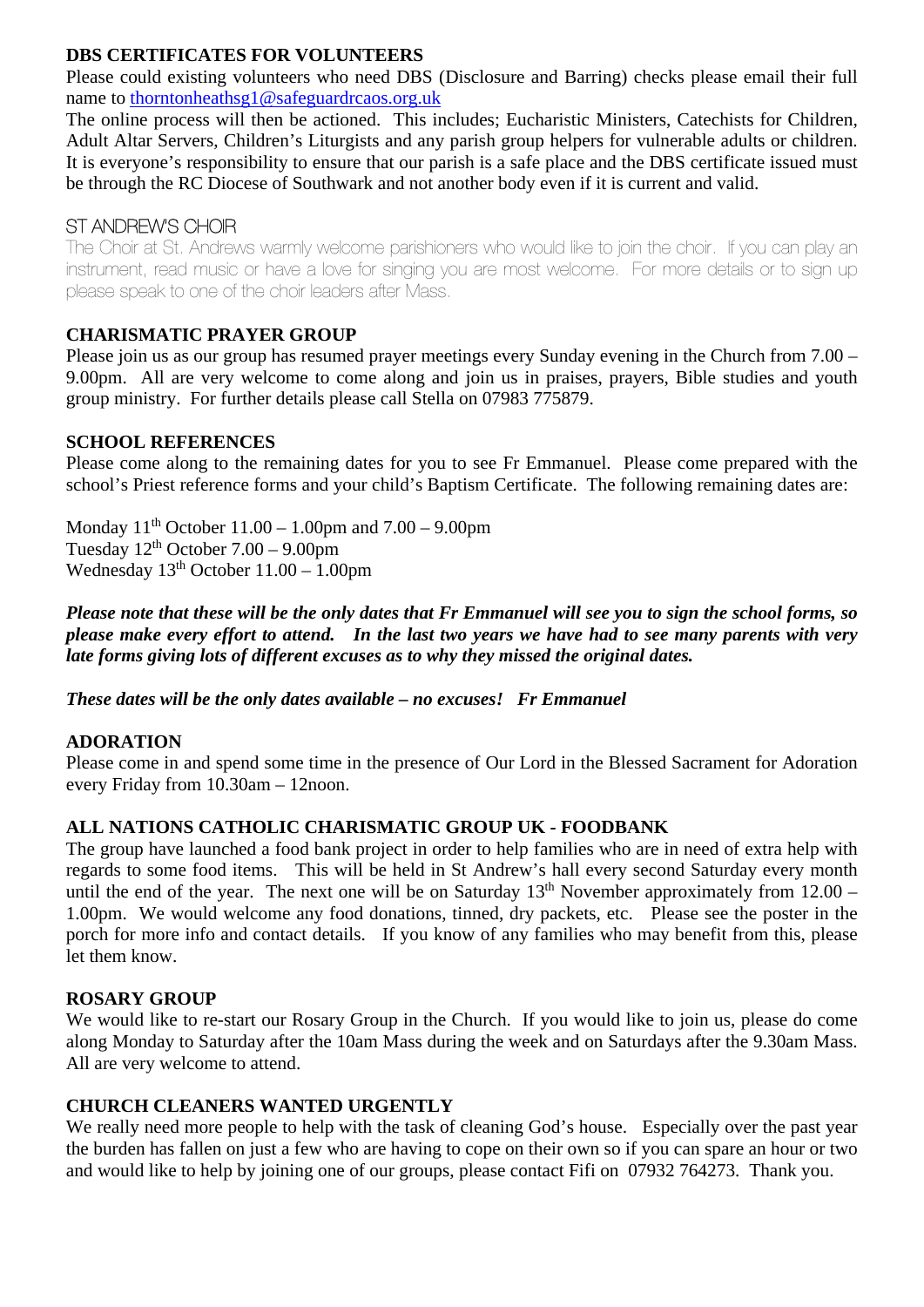## DBS CERTIFICATES FOR VOLUNTEERS

Please could existing volunteers who need DBS (Disclosure and Barring) checks please email their full name to thorntonheathsg1@safeguardrcaos.org.uk

The online process will then be actioned. This includes; Eucharistic Ministers, Catechists for Children, Adult Altar Servers, Children's Liturgists and any parish group helpers for vulnerable adults or children. It is everyone's responsibility to ensure that our parish is a safe place and the DBS certificate issued must be through the RC Diocese of Southwark and not another body even if it is current and valid.

## ST ANDREW'S CHOIR

The Choir at St. Andrews warmly welcome parishioners who would like to join the choir. If you can play an instrument, read music or have a love for singing you are most welcome. For more details or to sign up please speak to one of the choir leaders after Mass.

## CHARISMATIC PRAYER GROUP

Please join us as our group has resumed prayer meetings every Sunday evening in the Church from 7.00 – 9.00pm. All are very welcome to come along and join us in praises, prayers, Bible studies and youth group ministry. For further details please call Stella on 07983 775879.

## SCHOOL REFERENCES

Please come along to the remaining dates for you to see Fr Emmanuel. Please come prepared with the school's Priest reference forms and your child's Baptism Certificate. The following remaining dates are:

Monday 11th October 11.00 – 1.00pm and 7.00 – 9.00pm
Tuesday 12th October 7.00 – 9.00pm
Wednesday 13th October 11.00 – 1.00pm

***Please note that these will be the only dates that Fr Emmanuel will see you to sign the school forms, so please make every effort to attend. In the last two years we have had to see many parents with very late forms giving lots of different excuses as to why they missed the original dates.***

***These dates will be the only dates available – no excuses! Fr Emmanuel***

## ADORATION

Please come in and spend some time in the presence of Our Lord in the Blessed Sacrament for Adoration every Friday from 10.30am – 12noon.

## ALL NATIONS CATHOLIC CHARISMATIC GROUP UK - FOODBANK

The group have launched a food bank project in order to help families who are in need of extra help with regards to some food items. This will be held in St Andrew's hall every second Saturday every month until the end of the year. The next one will be on Saturday 13th November approximately from 12.00 – 1.00pm. We would welcome any food donations, tinned, dry packets, etc. Please see the poster in the porch for more info and contact details. If you know of any families who may benefit from this, please let them know.

## ROSARY GROUP

We would like to re-start our Rosary Group in the Church. If you would like to join us, please do come along Monday to Saturday after the 10am Mass during the week and on Saturdays after the 9.30am Mass. All are very welcome to attend.

## CHURCH CLEANERS WANTED URGENTLY

We really need more people to help with the task of cleaning God's house. Especially over the past year the burden has fallen on just a few who are having to cope on their own so if you can spare an hour or two and would like to help by joining one of our groups, please contact Fifi on 07932 764273. Thank you.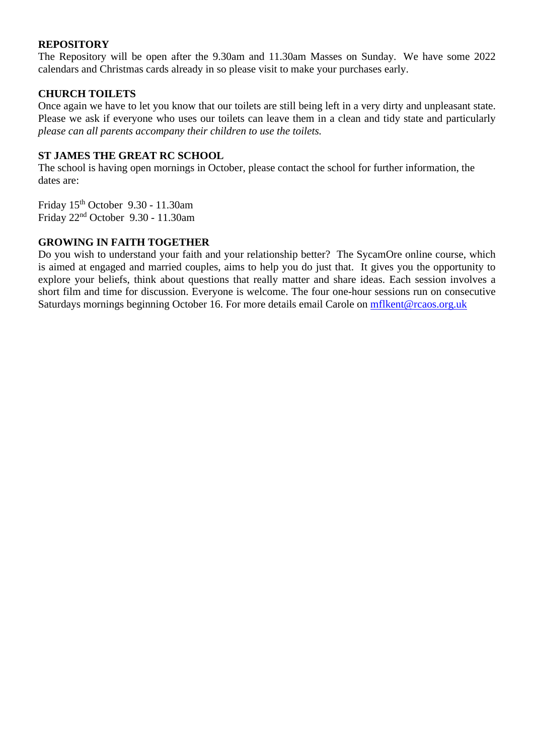**REPOSITORY**
The Repository will be open after the 9.30am and 11.30am Masses on Sunday. We have some 2022 calendars and Christmas cards already in so please visit to make your purchases early.

**CHURCH TOILETS**
Once again we have to let you know that our toilets are still being left in a very dirty and unpleasant state. Please we ask if everyone who uses our toilets can leave them in a clean and tidy state and particularly *please can all parents accompany their children to use the toilets.*

**ST JAMES THE GREAT RC SCHOOL**
The school is having open mornings in October, please contact the school for further information, the dates are:

Friday 15th October 9.30 - 11.30am
Friday 22nd October 9.30 - 11.30am

**GROWING IN FAITH TOGETHER**
Do you wish to understand your faith and your relationship better? The SycamOre online course, which is aimed at engaged and married couples, aims to help you do just that. It gives you the opportunity to explore your beliefs, think about questions that really matter and share ideas. Each session involves a short film and time for discussion. Everyone is welcome. The four one-hour sessions run on consecutive Saturdays mornings beginning October 16. For more details email Carole on mflkent@rcaos.org.uk